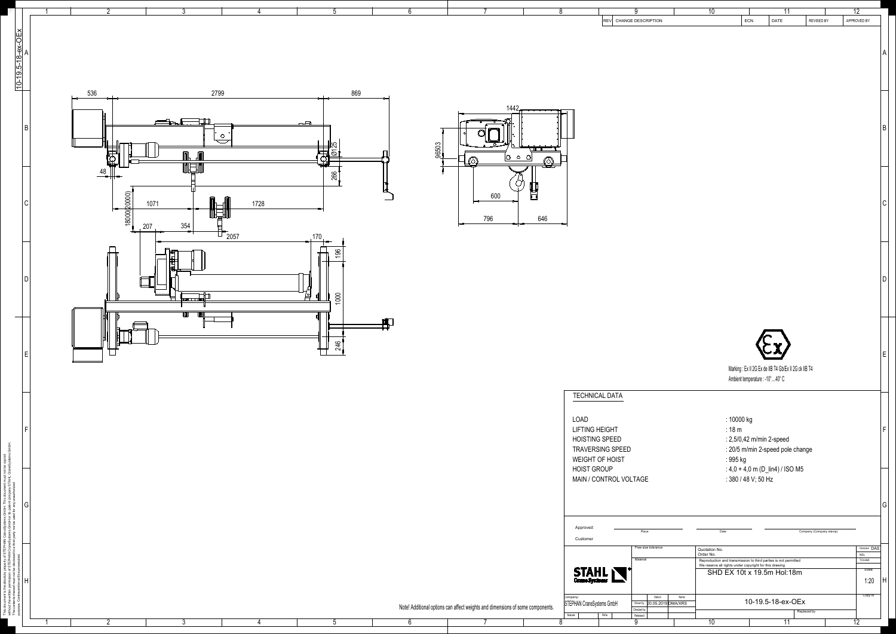| REV | CHANGE DESCRIPTION | ECN | DATE | REVISED BY | APPROVED BY |
| --- | --- | --- | --- | --- | --- |
| | | | | | |

536 2799 869

48

18000(20000) 1071 1728

207 354 2057 170

Ø125 266

196 1000 246

1442 96503 600 796 646

Marking : Ex II 2G Ex de IIB T4 Gb/Ex II 2G ck IIB T4

Ambient temperature : -10°...40° C

## TECHNICAL DATA

| | |
| --- | --- |
| LOAD | : 10000 kg |
| LIFTING HEIGHT | : 18 m |
| HOISTING SPEED | : 2,5/0,42 m/min 2-speed |
| TRAVERSING SPEED | : 20/5 m/min 2-speed pole change |
| WEIGHT OF HOIST | : 995 kg |
| HOIST GROUP | : 4,0 + 4,0 m (D_lin4) / ISO M5 |
| MAIN / CONTROL VOLTAGE | : 380 / 48 V; 50 Hz |

Approved: Place Date Company (Company stamp)

Customer

Free size tolerance

Material

Quotation No.

Order No.

Reproduction and transmission to third parties is not permitted

We reserve all rights under copyright for this drawing

SHD EX 10t x 19.5m Hol:18m

Version DAS

NSL

TCHAR

Scale 1:20

Company: STEPHAN CraneSystems GmbH

| | Datum | Name |
| --- | --- | --- |
| Drawn by | 20.05.2019 | DMA/XRS |
| Checked by | | |
| Released | | |

Issue N/a

10-19.5-18-ex-OEx

Replaced by

Copy to

Note! Additional options can affect weights and dimensions of some components.

The document is the absolute property of STEPHAN CraneSystems GmbH. This document must not be copied without the written permission of STEPHAN CraneSystems GmbH or its parent company STAHL CraneSystems GmbH. The contents thereof must not be disclosed to a third party nor be used for any unauthorised purpose. Contravention will be prosecuted.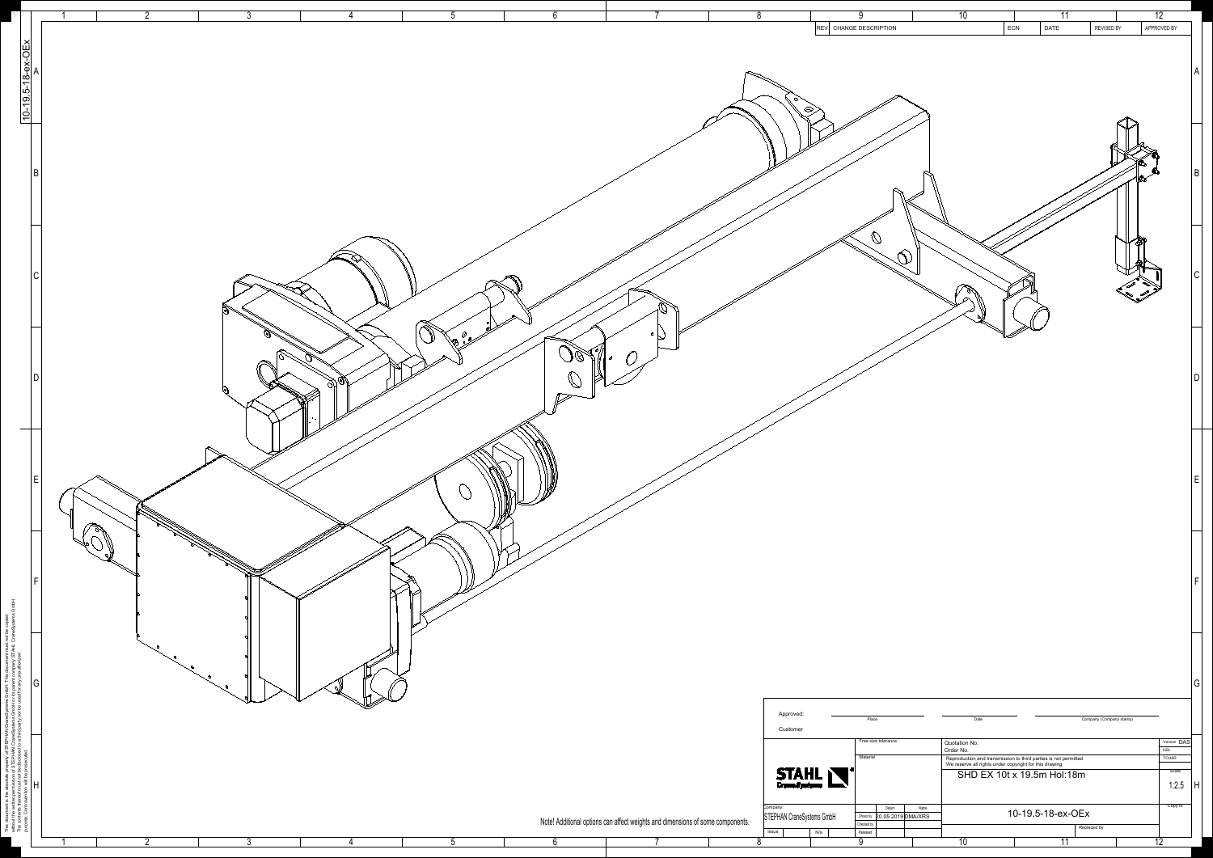| REV | CHANGE DESCRIPTION | ECN | DATE | REVISED BY | APPROVED BY |
| --- | --- | --- | --- | --- | --- |
| | | | | | |

10-19.5-18-ex-OEx

This document is the absolute property of STEPHAN CraneSystems GmbH. This document must not be copied without the written permission of STEPHAN CraneSystems GmbH or its parent company STAHL CraneSystems GmbH. The contents thereof must not be disclosed to a third party nor be used for any unauthorized purpose. Contravention will be prosecuted.

Note! Additional options can affect weights and dimensions of some components.

Approved: Place Date Company (Company stamp)

Customer

| | | | | |
| --- | --- | --- | --- | --- |
| STAHL CraneSystems | Free size tolerance | | Quotation No. | Version: DAS |
| | Material | | Order No. | NSL |
| | | | Reproduction and transmission to third parties is not permitted. We reserve all rights under copyright for this drawing | TCHAR |
| | | | SHD EX 10t x 19.5m Hol:18m | Scale 1:2.5 |
| Company: STEPHAN CraneSystems GmbH | Drawn by: Datum 20.05.2019 | Name DMA/XRS | 10-19.5-18-ex-OEx | Copy to |
| | Checked by | | Replaced by | |
| Issue N/a | Released | | | |